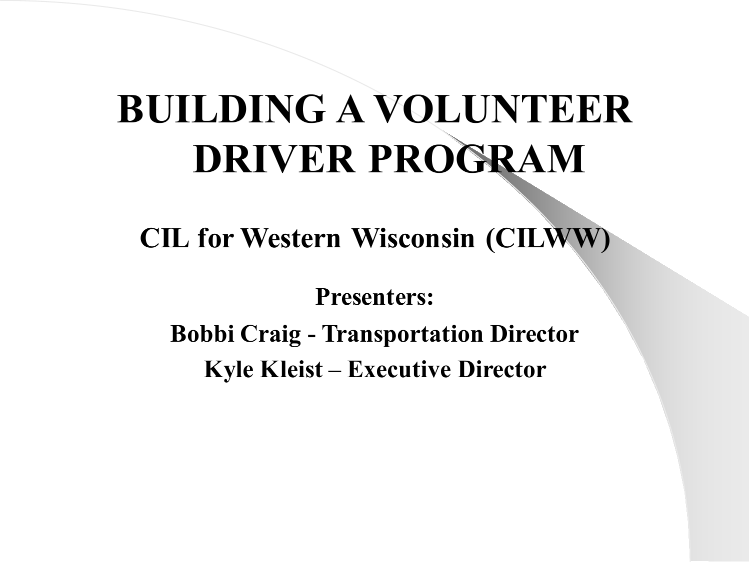# BUILDING A VOLUNTEER DRIVER PROGRAM

## CIL for Western Wisconsin (CILWW)

**Presenters:**

**Bobbi Craig - Transportation Director**

**Kyle Kleist – Executive Director**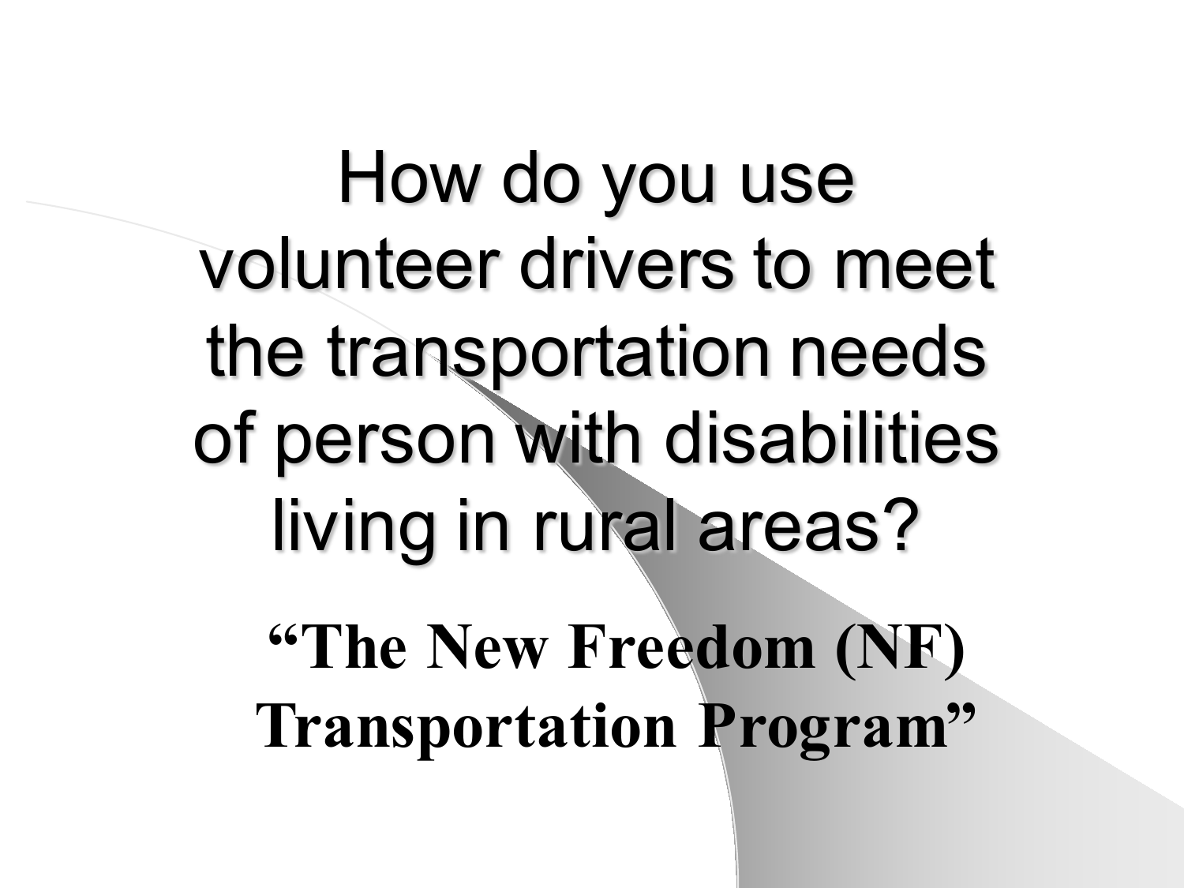# How do you use volunteer drivers to meet the transportation needs of person with disabilities living in rural areas?

**“The New Freedom (NF) Transportation Program”**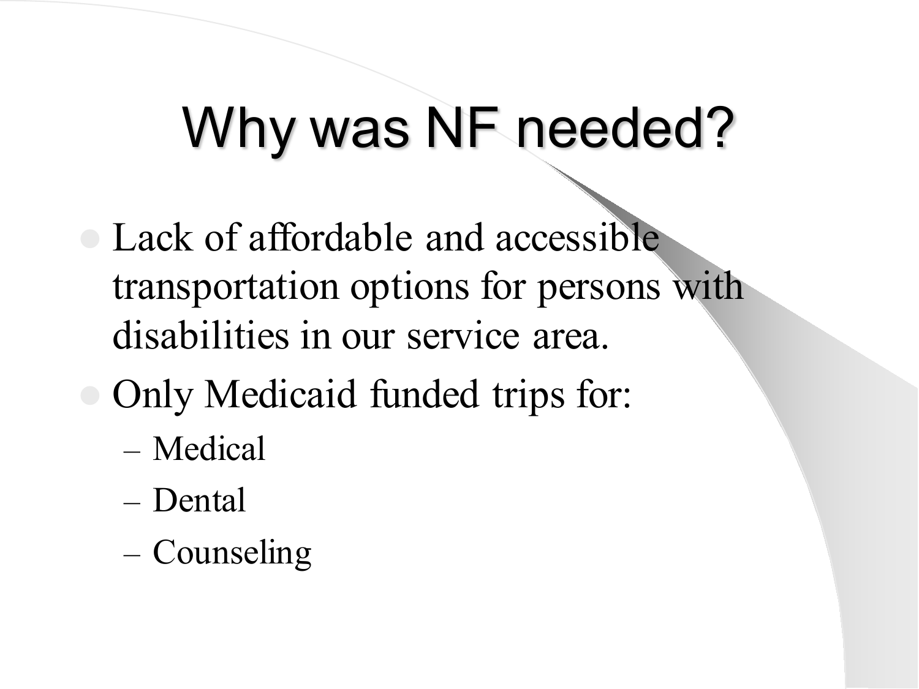# Why was NF needed?

- Lack of affordable and accessible transportation options for persons with disabilities in our service area.
- Only Medicaid funded trips for:
  - Medical
  - Dental
  - Counseling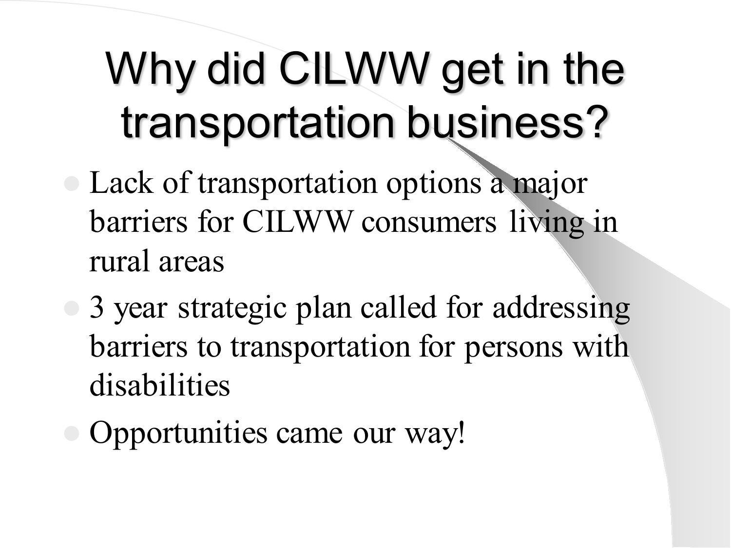# Why did CILWW get in the transportation business?

- Lack of transportation options a major barriers for CILWW consumers living in rural areas
- 3 year strategic plan called for addressing barriers to transportation for persons with disabilities
- Opportunities came our way!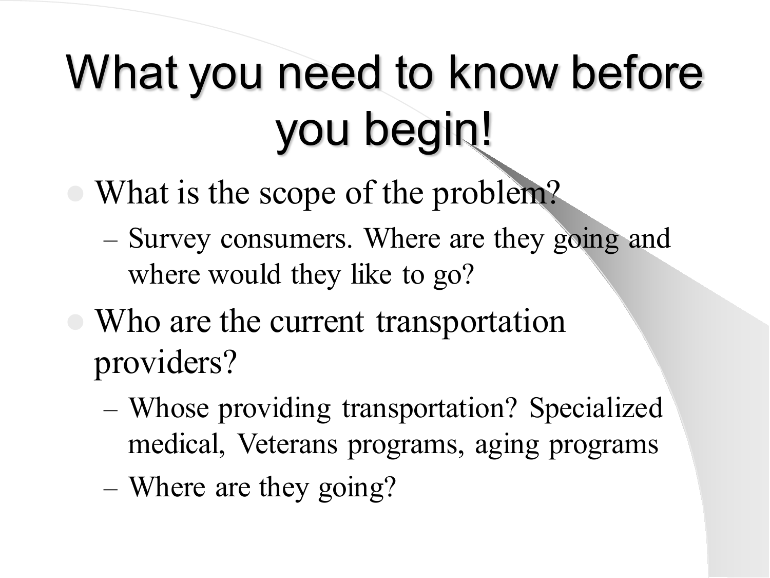# What you need to know before you begin!

- What is the scope of the problem?
  - Survey consumers. Where are they going and where would they like to go?
- Who are the current transportation providers?
  - Whose providing transportation? Specialized medical, Veterans programs, aging programs
  - Where are they going?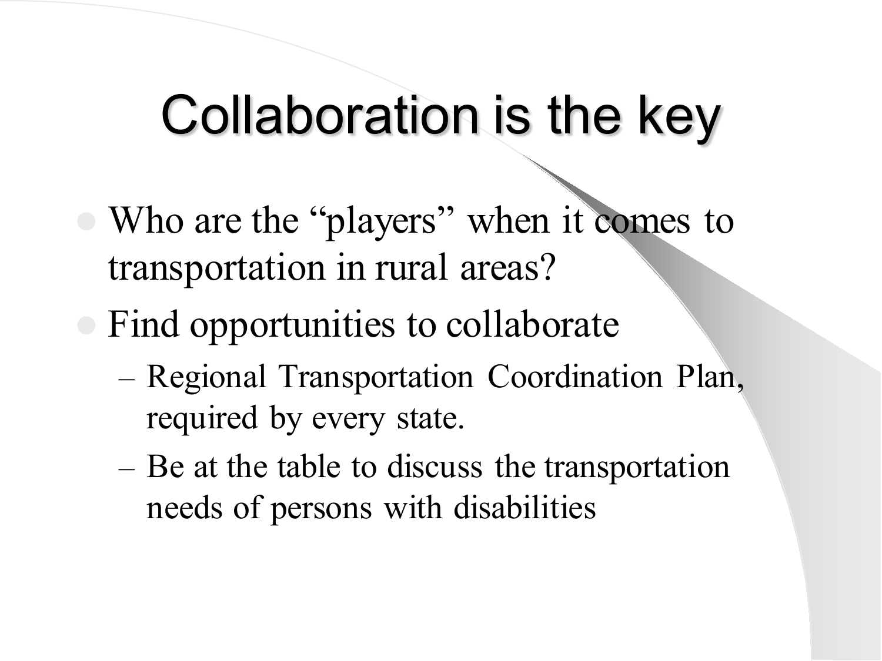# Collaboration is the key

- Who are the "players" when it comes to transportation in rural areas?
- Find opportunities to collaborate
  - Regional Transportation Coordination Plan, required by every state.
  - Be at the table to discuss the transportation needs of persons with disabilities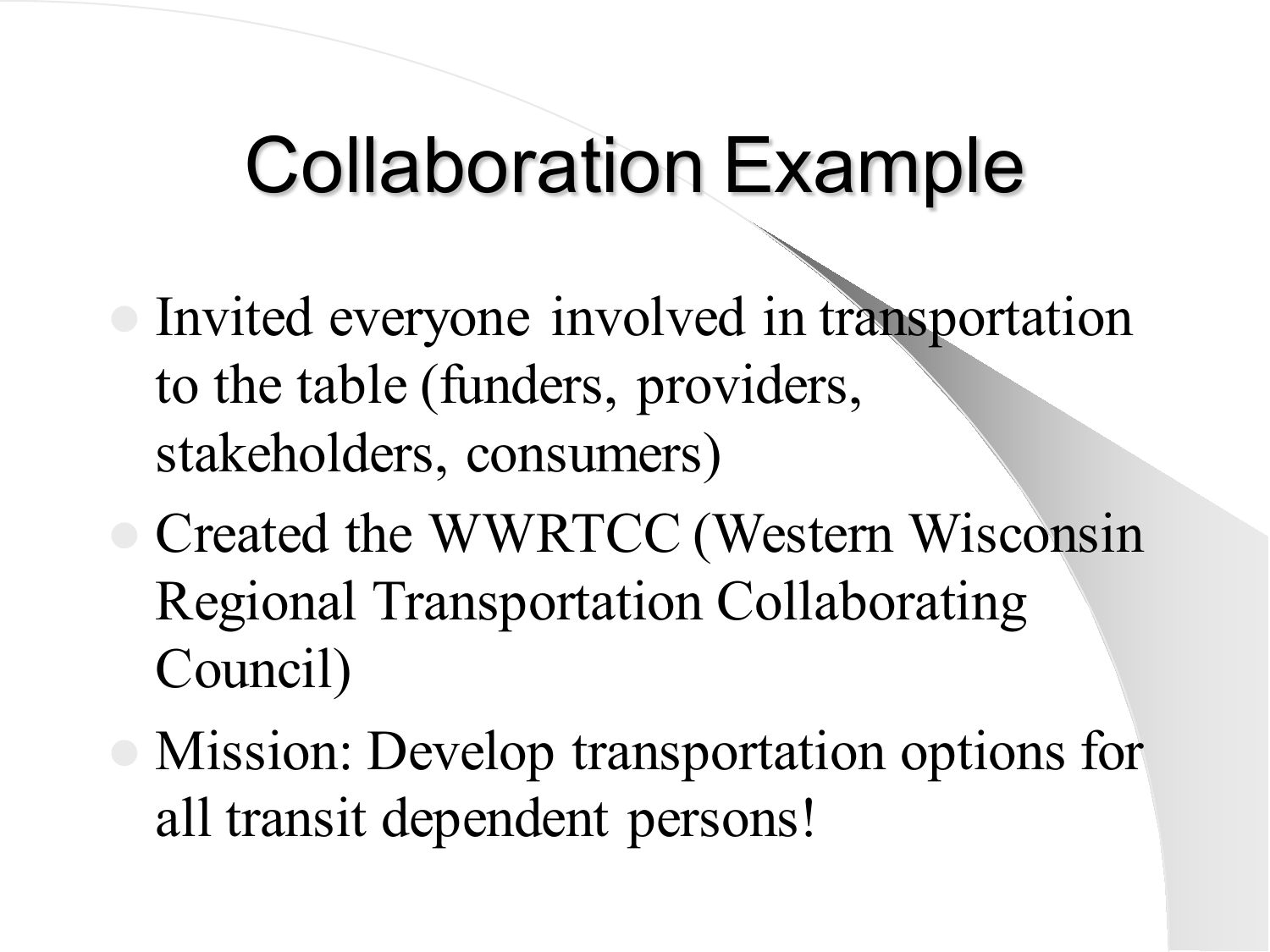# Collaboration Example

- Invited everyone involved in transportation to the table (funders, providers, stakeholders, consumers)
- Created the WWRTCC (Western Wisconsin Regional Transportation Collaborating Council)
- Mission: Develop transportation options for all transit dependent persons!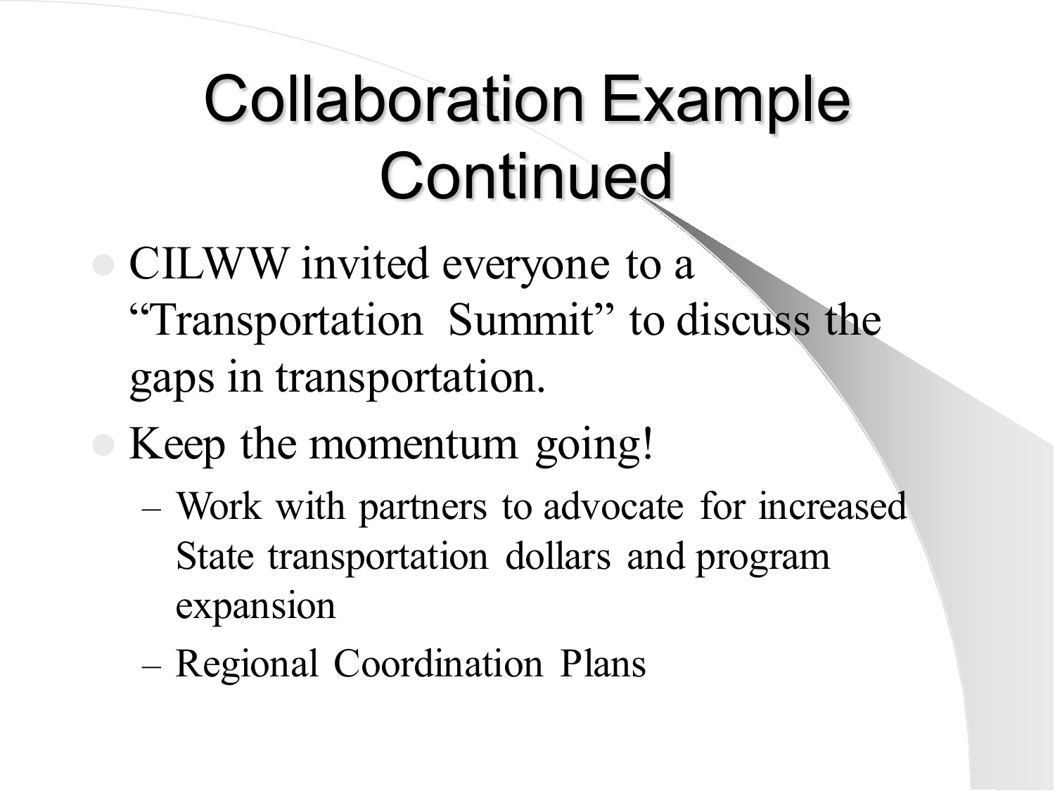# Collaboration Example Continued

- CILWW invited everyone to a "Transportation Summit" to discuss the gaps in transportation.
- Keep the momentum going!
  - Work with partners to advocate for increased State transportation dollars and program expansion
  - Regional Coordination Plans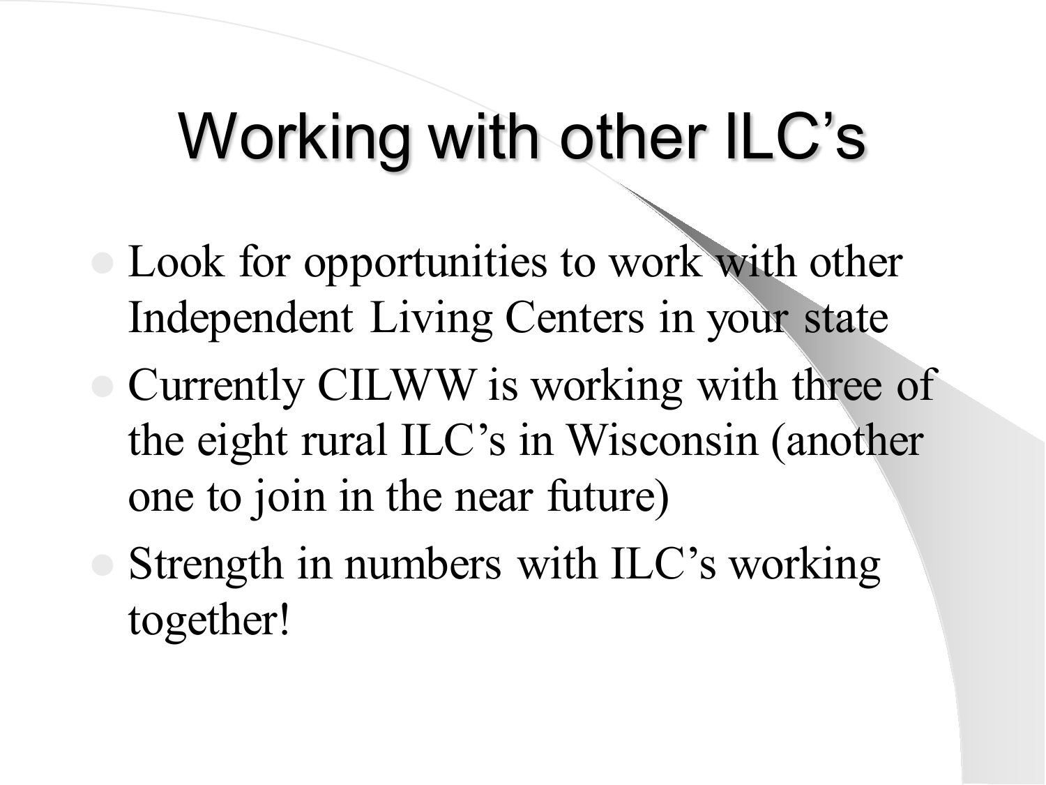# Working with other ILC's

- Look for opportunities to work with other Independent Living Centers in your state
- Currently CILWW is working with three of the eight rural ILC's in Wisconsin (another one to join in the near future)
- Strength in numbers with ILC's working together!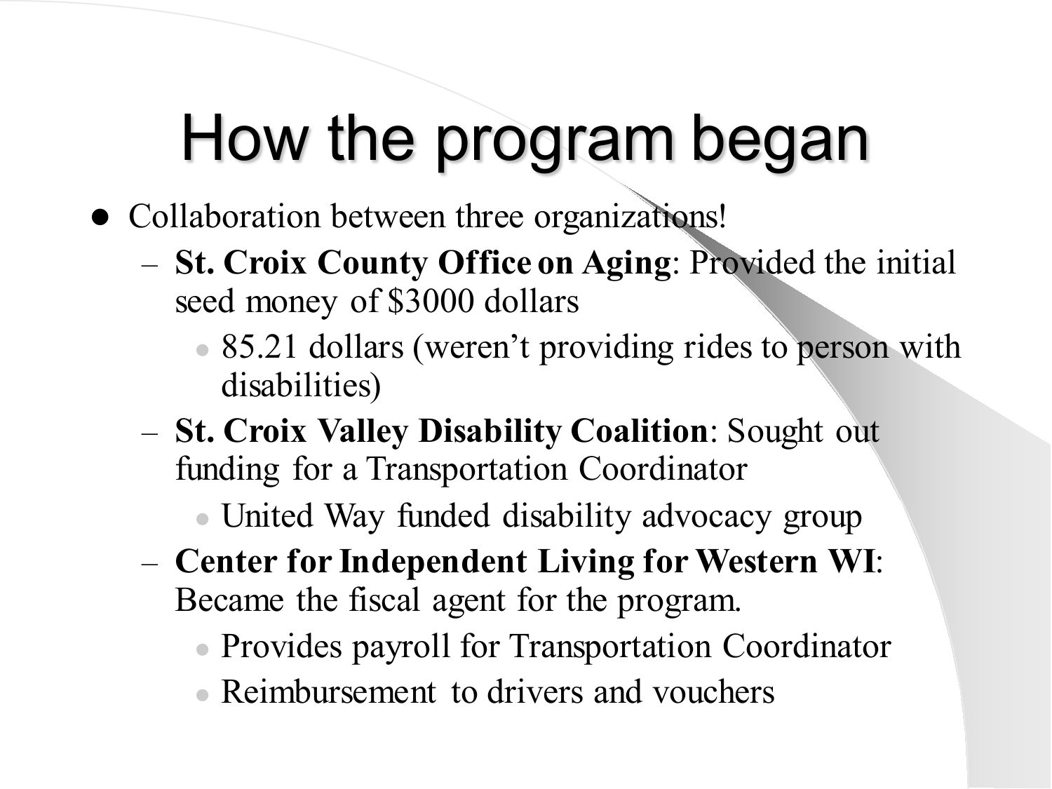# How the program began

- Collaboration between three organizations!
  - **St. Croix County Office on Aging**: Provided the initial seed money of $3000 dollars
    - 85.21 dollars (weren't providing rides to person with disabilities)
  - **St. Croix Valley Disability Coalition**: Sought out funding for a Transportation Coordinator
    - United Way funded disability advocacy group
  - **Center for Independent Living for Western WI**: Became the fiscal agent for the program.
    - Provides payroll for Transportation Coordinator
    - Reimbursement to drivers and vouchers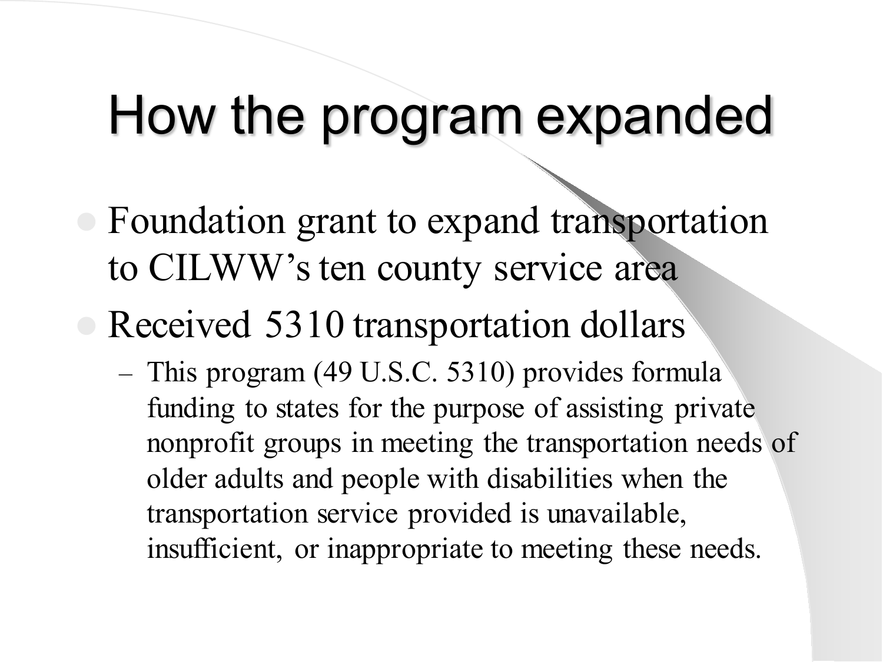# How the program expanded

- Foundation grant to expand transportation to CILWW's ten county service area
- Received 5310 transportation dollars
  - This program (49 U.S.C. 5310) provides formula funding to states for the purpose of assisting private nonprofit groups in meeting the transportation needs of older adults and people with disabilities when the transportation service provided is unavailable, insufficient, or inappropriate to meeting these needs.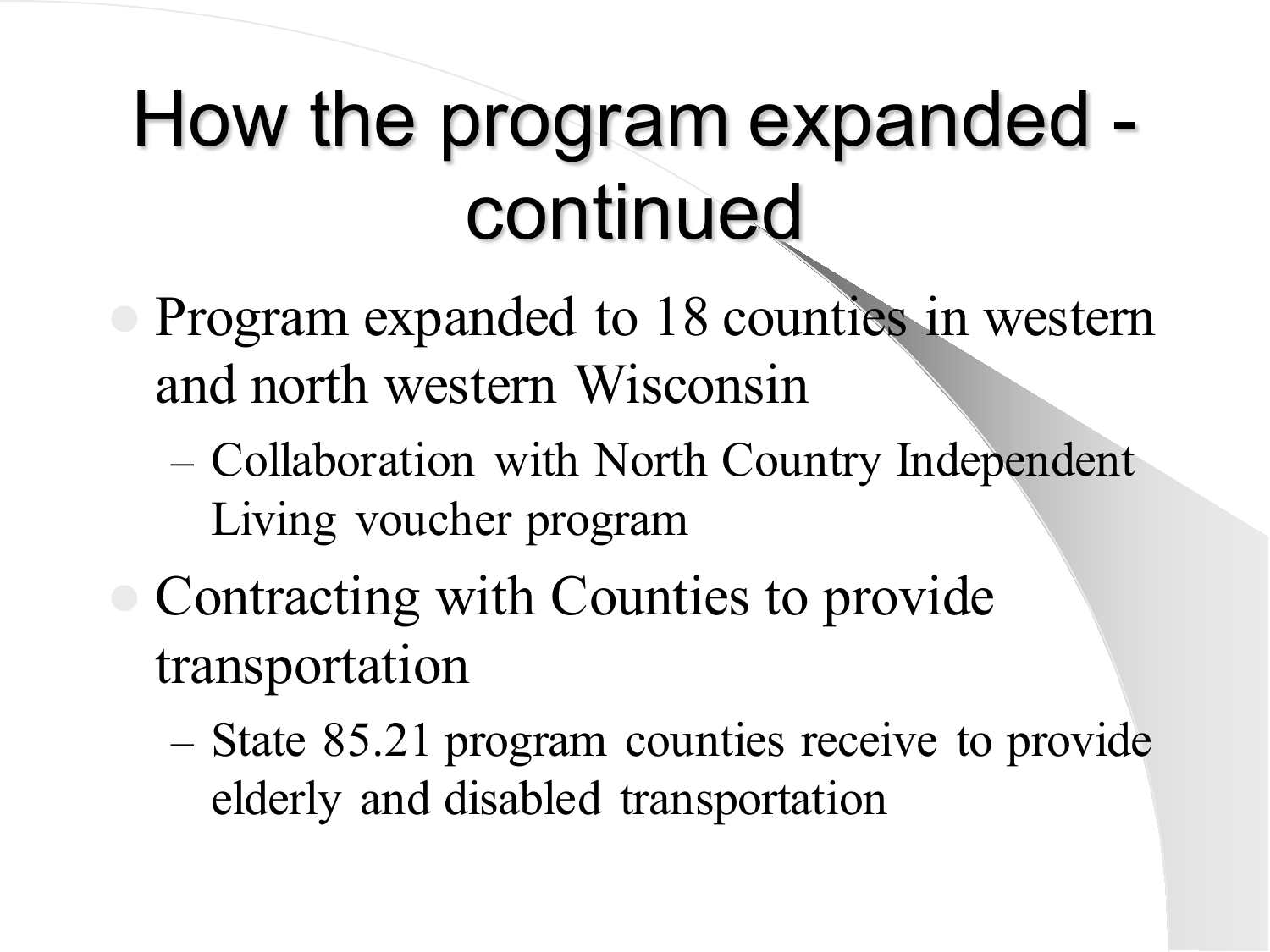# How the program expanded - continued

- Program expanded to 18 counties in western and north western Wisconsin
  - Collaboration with North Country Independent Living voucher program
- Contracting with Counties to provide transportation
  - State 85.21 program counties receive to provide elderly and disabled transportation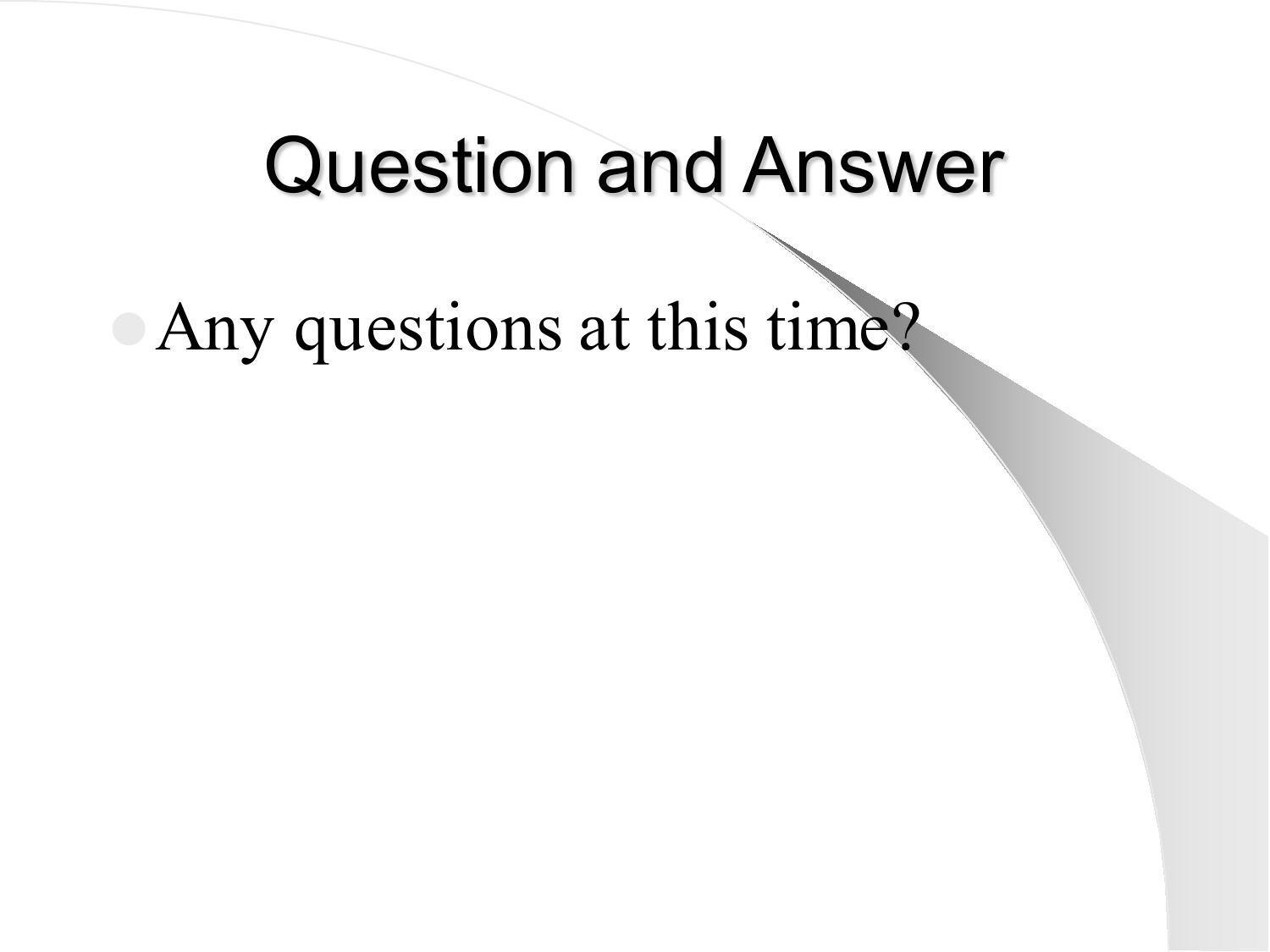# Question and Answer

- Any questions at this time?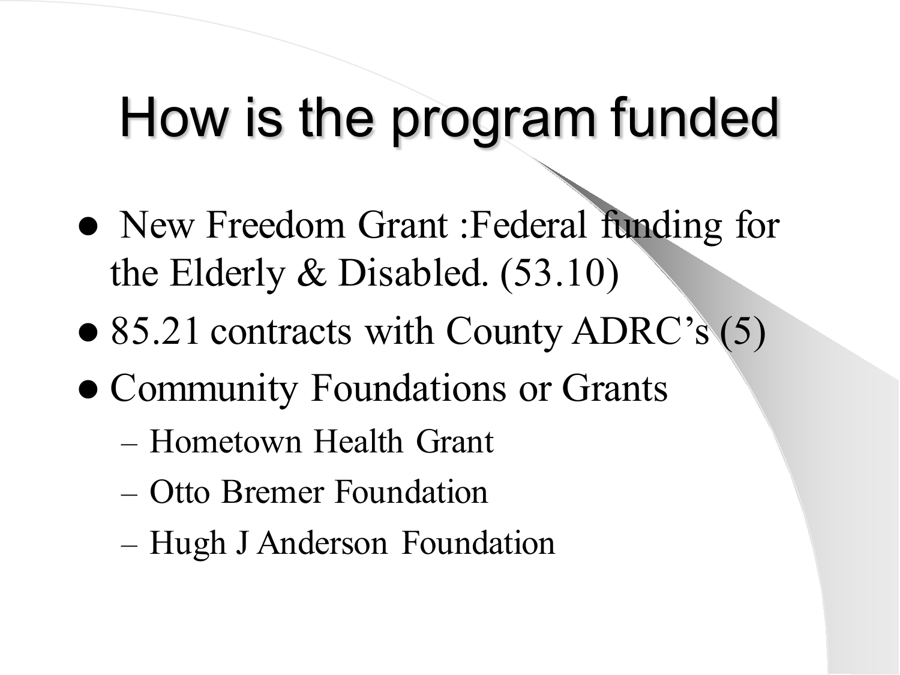# How is the program funded

- New Freedom Grant :Federal funding for the Elderly & Disabled. (53.10)
- 85.21 contracts with County ADRC's (5)
- Community Foundations or Grants
  - Hometown Health Grant
  - Otto Bremer Foundation
  - Hugh J Anderson Foundation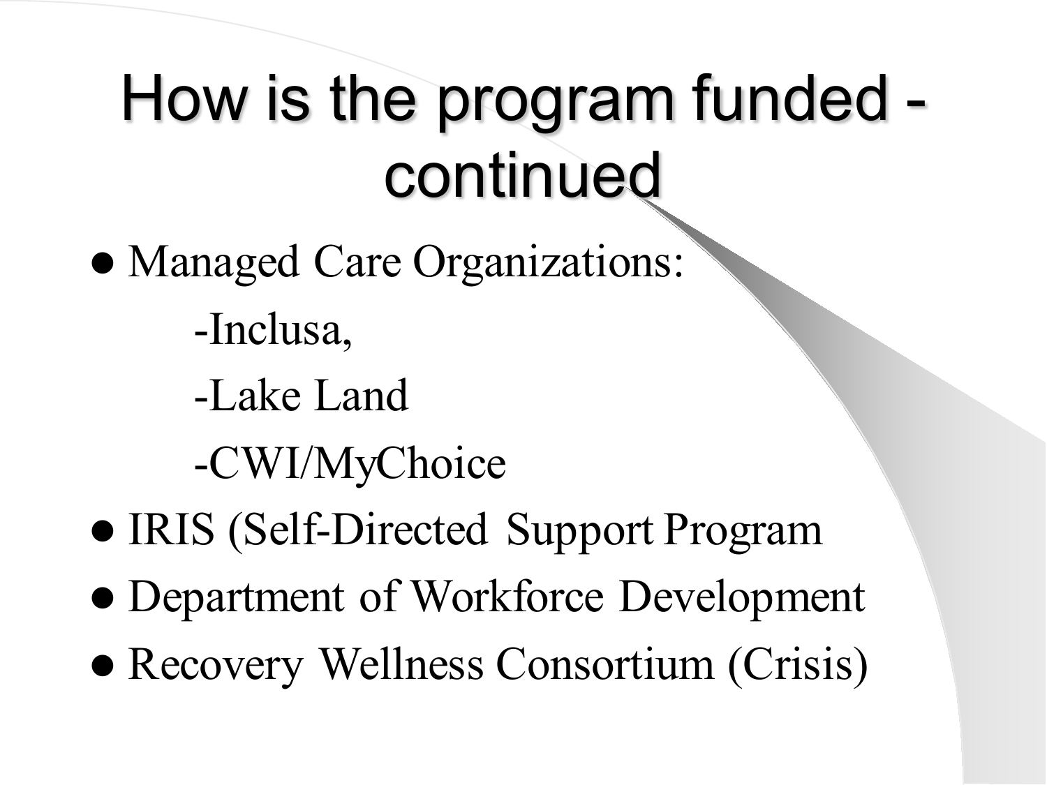# How is the program funded - continued

- Managed Care Organizations:
  - -Inclusa,
  - -Lake Land
  - -CWI/MyChoice
- IRIS (Self-Directed Support Program
- Department of Workforce Development
- Recovery Wellness Consortium (Crisis)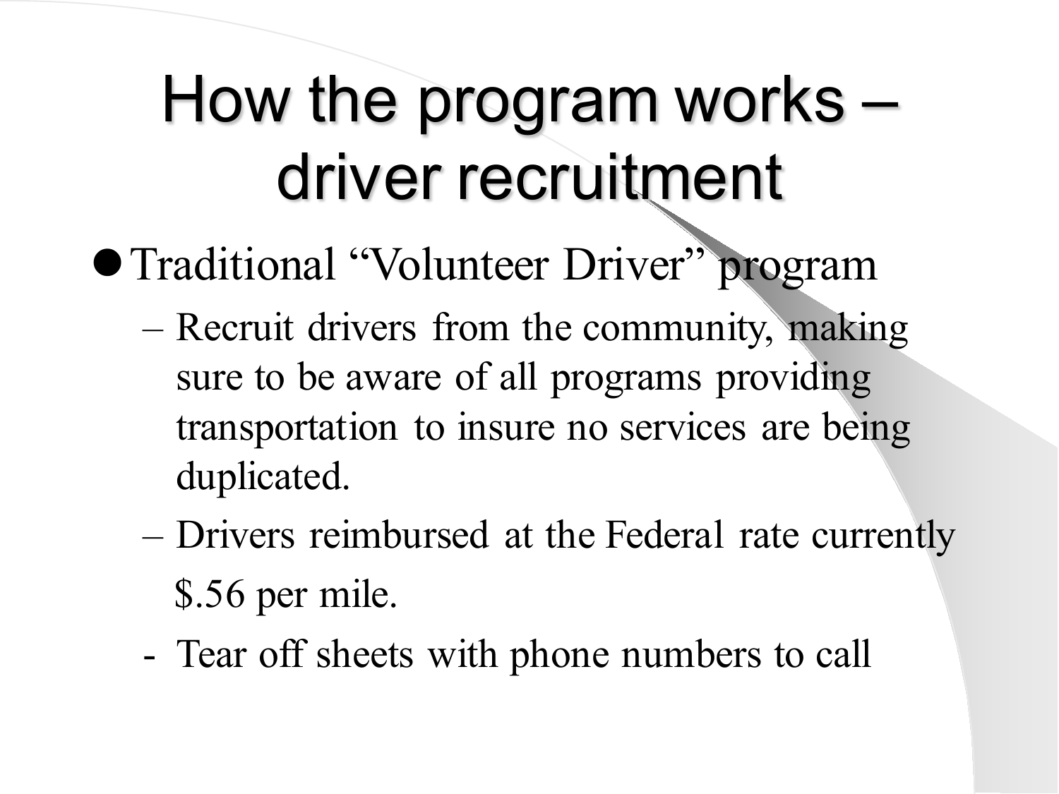# How the program works – driver recruitment

- Traditional "Volunteer Driver" program
  - Recruit drivers from the community, making sure to be aware of all programs providing transportation to insure no services are being duplicated.
  - Drivers reimbursed at the Federal rate currently $.56 per mile.
  - Tear off sheets with phone numbers to call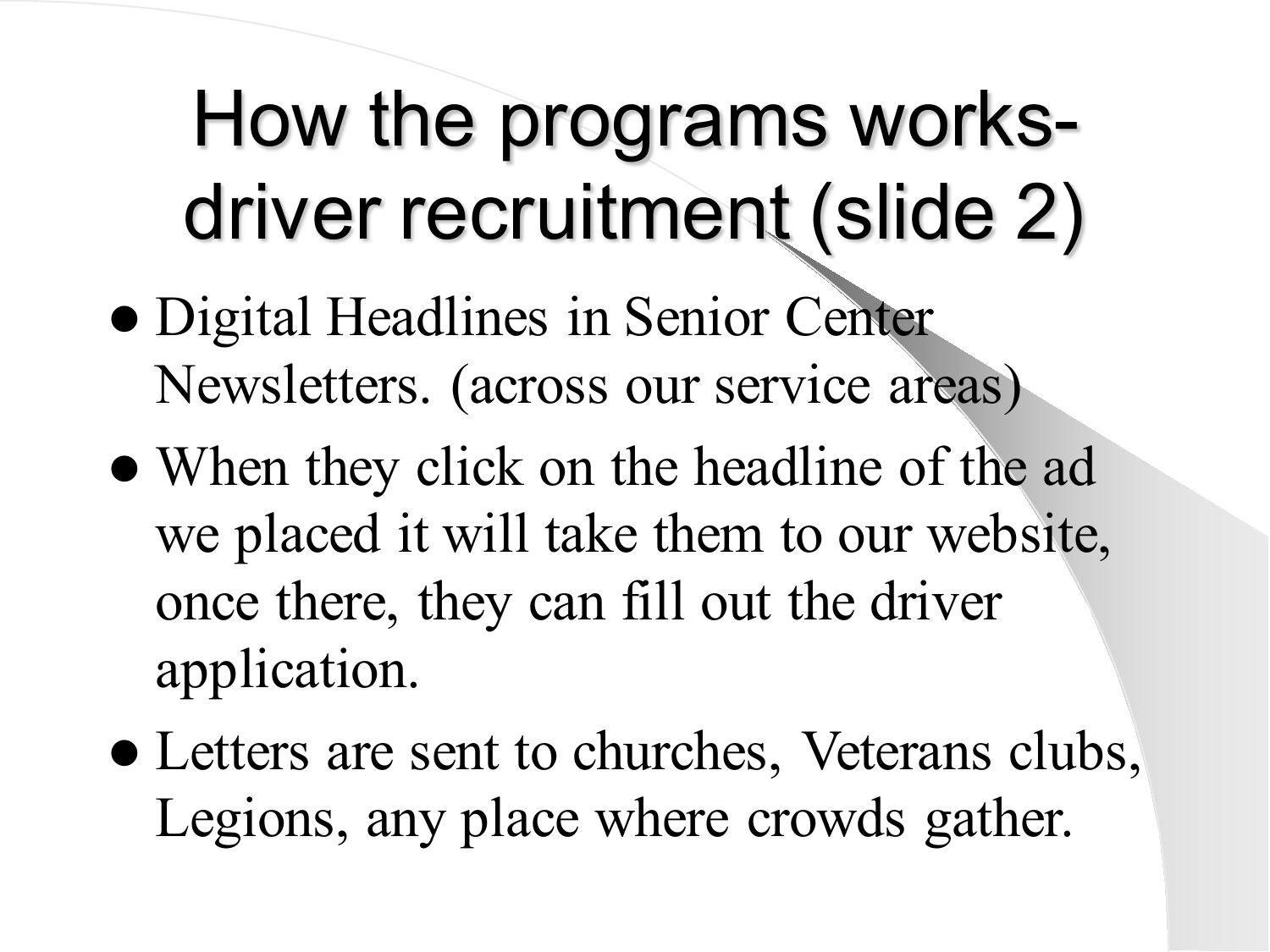# How the programs works- driver recruitment (slide 2)

- Digital Headlines in Senior Center Newsletters. (across our service areas)
- When they click on the headline of the ad we placed it will take them to our website, once there, they can fill out the driver application.
- Letters are sent to churches, Veterans clubs, Legions, any place where crowds gather.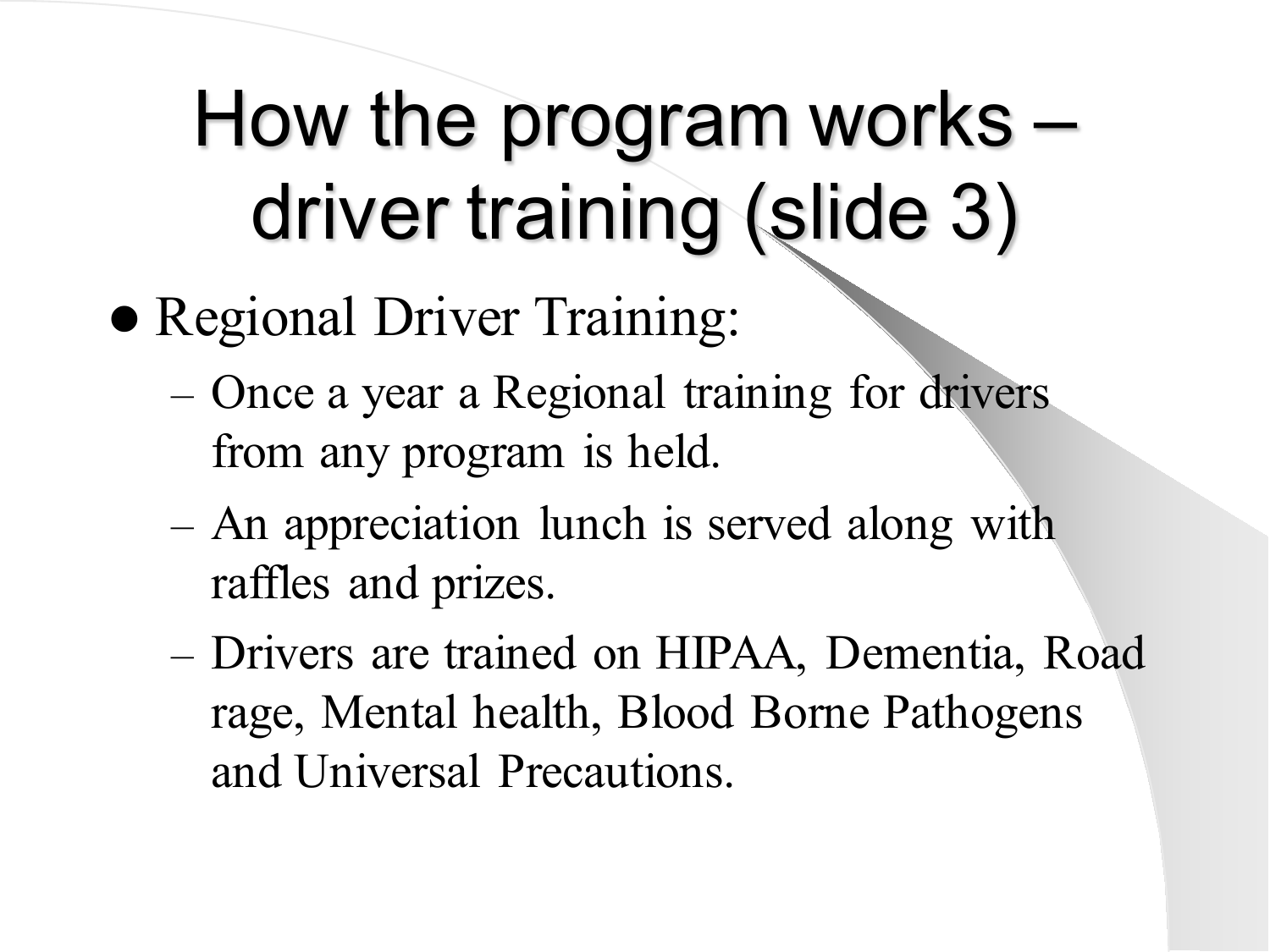# How the program works – driver training (slide 3)

- Regional Driver Training:
  - Once a year a Regional training for drivers from any program is held.
  - An appreciation lunch is served along with raffles and prizes.
  - Drivers are trained on HIPAA, Dementia, Road rage, Mental health, Blood Borne Pathogens and Universal Precautions.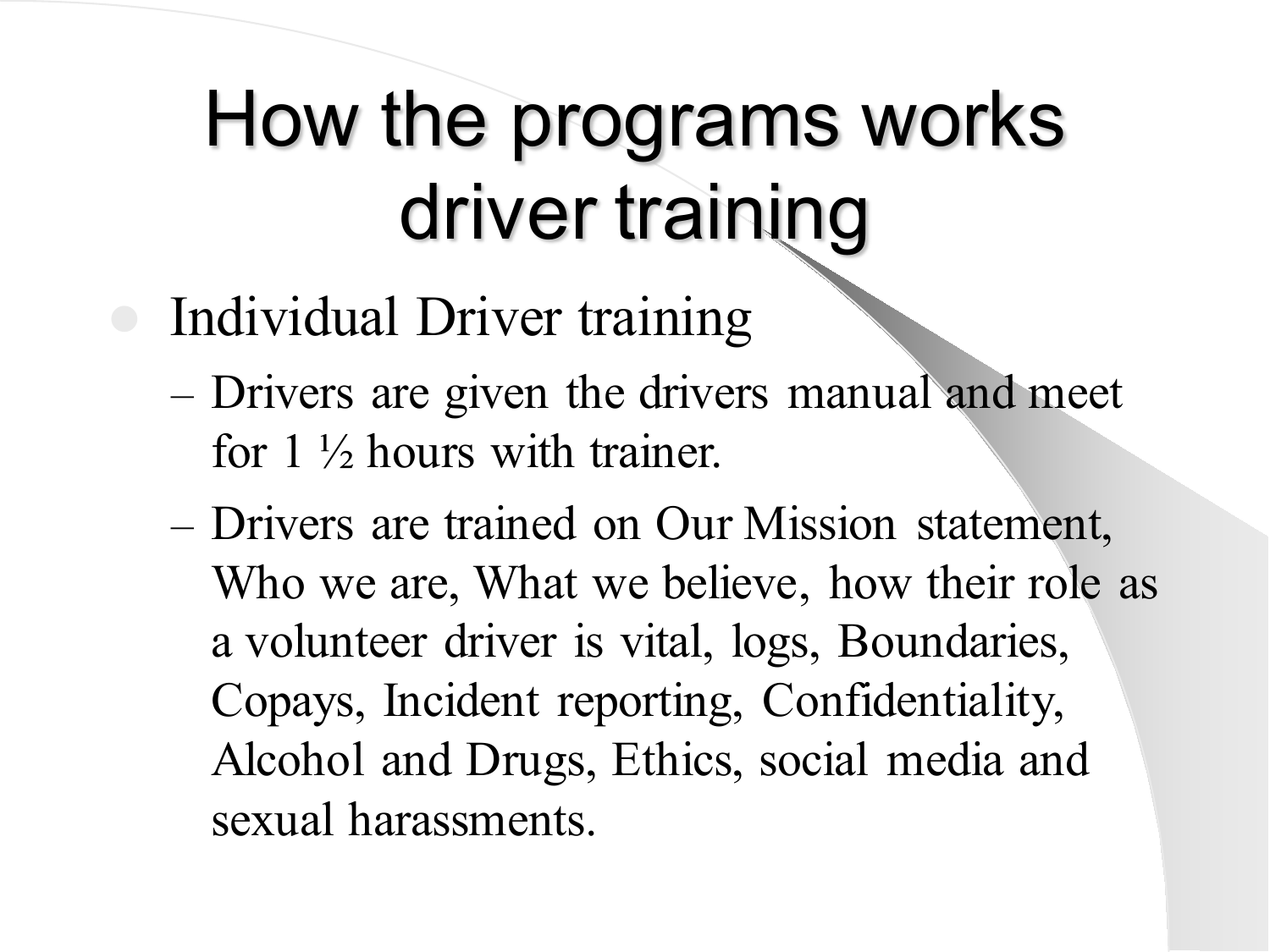# How the programs works driver training

- Individual Driver training
  - Drivers are given the drivers manual and meet for 1 ½ hours with trainer.
  - Drivers are trained on Our Mission statement, Who we are, What we believe, how their role as a volunteer driver is vital, logs, Boundaries, Copays, Incident reporting, Confidentiality, Alcohol and Drugs, Ethics, social media and sexual harassments.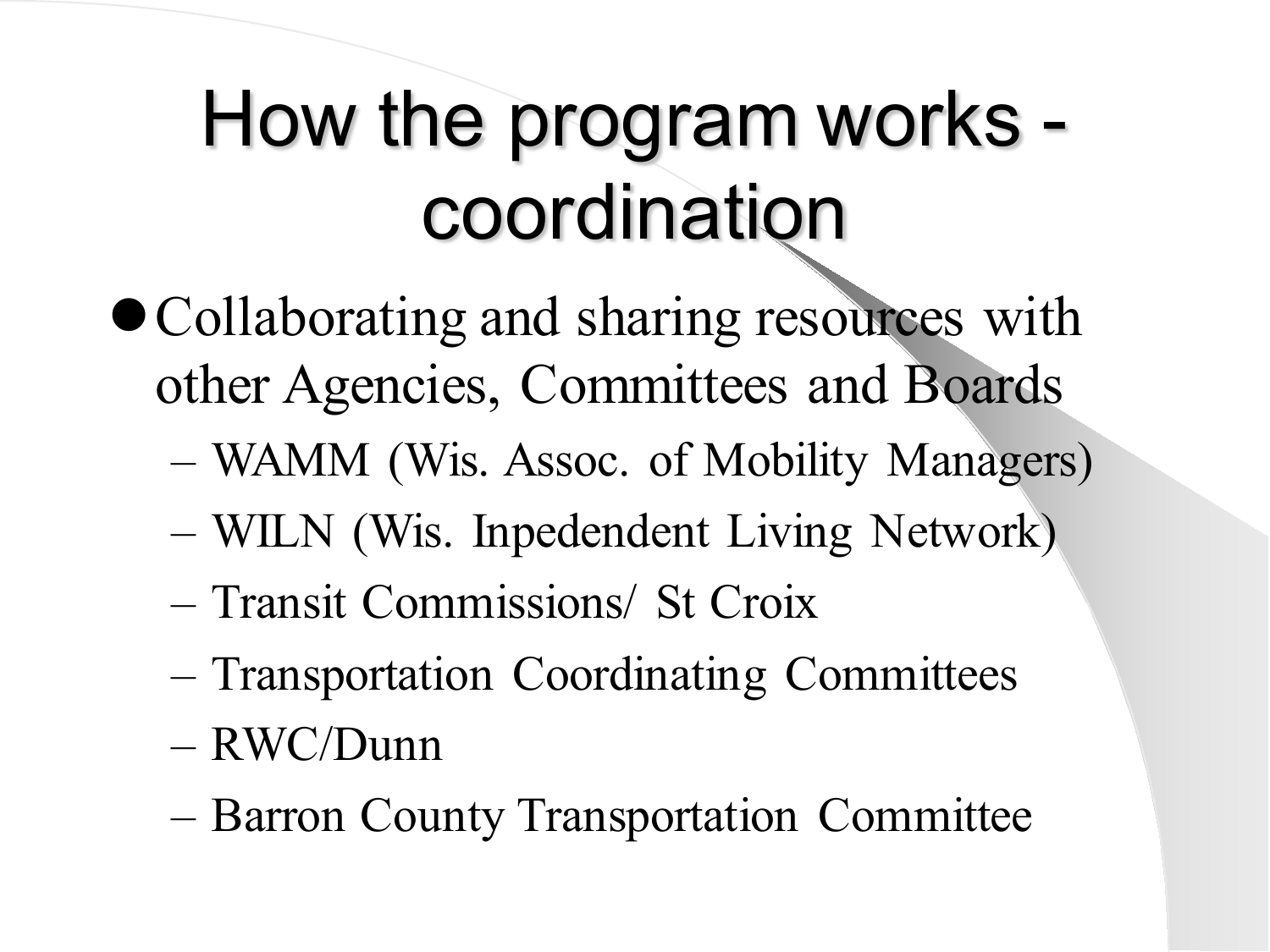# How the program works - coordination

- Collaborating and sharing resources with other Agencies, Committees and Boards
  - WAMM (Wis. Assoc. of Mobility Managers)
  - WILN (Wis. Inpedendent Living Network)
  - Transit Commissions/ St Croix
  - Transportation Coordinating Committees
  - RWC/Dunn
  - Barron County Transportation Committee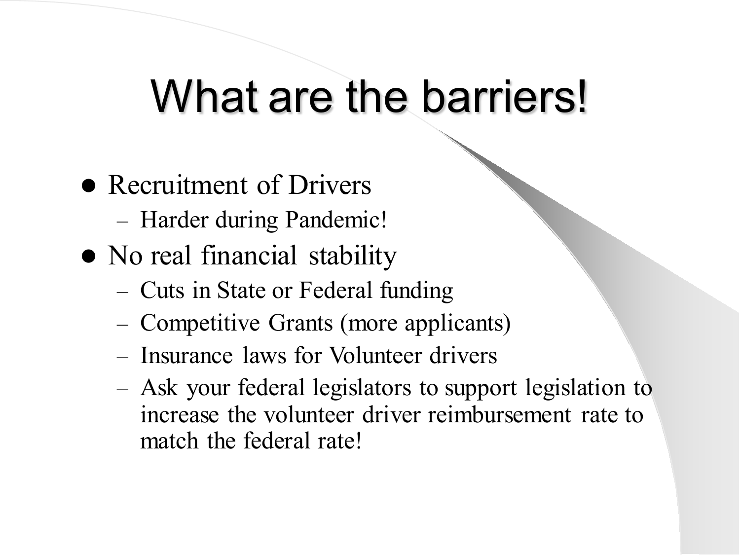# What are the barriers!

- Recruitment of Drivers
  - Harder during Pandemic!
- No real financial stability
  - Cuts in State or Federal funding
  - Competitive Grants (more applicants)
  - Insurance laws for Volunteer drivers
  - Ask your federal legislators to support legislation to increase the volunteer driver reimbursement rate to match the federal rate!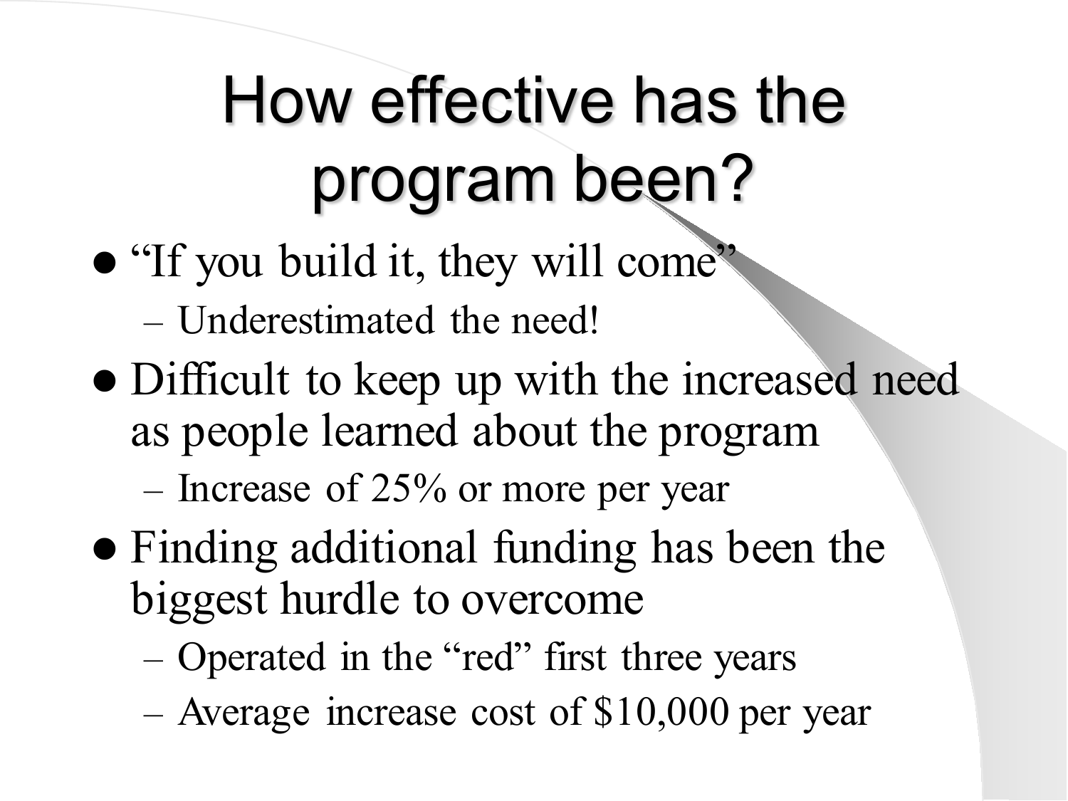# How effective has the program been?

- "If you build it, they will come"
  - Underestimated the need!
- Difficult to keep up with the increased need as people learned about the program
  - Increase of 25% or more per year
- Finding additional funding has been the biggest hurdle to overcome
  - Operated in the "red" first three years
  - Average increase cost of $10,000 per year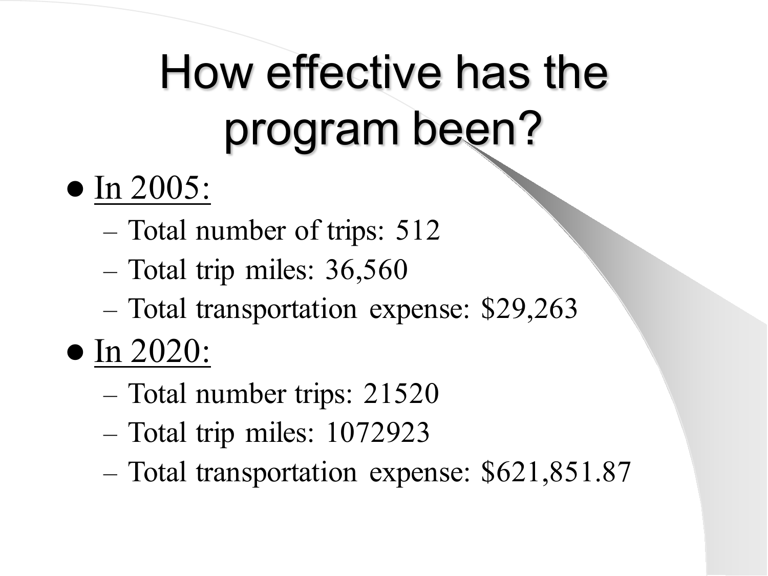# How effective has the program been?

- In 2005:
  - Total number of trips: 512
  - Total trip miles: 36,560
  - Total transportation expense: $29,263
- In 2020:
  - Total number trips: 21520
  - Total trip miles: 1072923
  - Total transportation expense: $621,851.87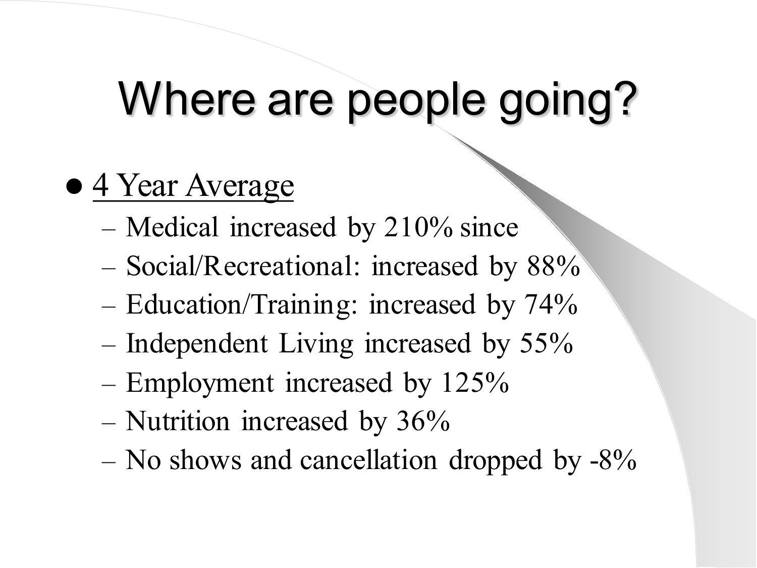# Where are people going?

- <u>4 Year Average</u>
  - Medical increased by 210% since
  - Social/Recreational: increased by 88%
  - Education/Training: increased by 74%
  - Independent Living increased by 55%
  - Employment increased by 125%
  - Nutrition increased by 36%
  - No shows and cancellation dropped by -8%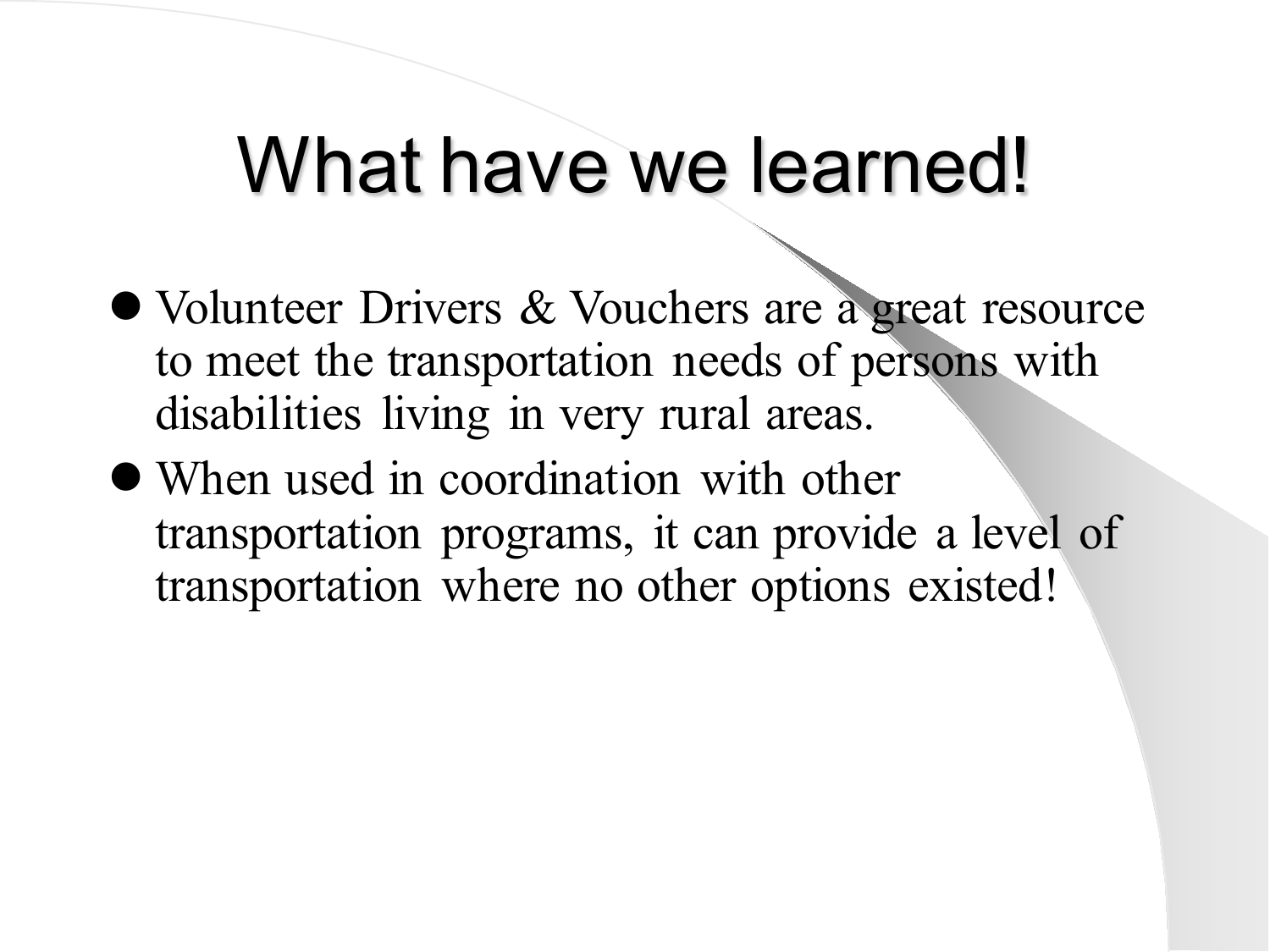# What have we learned!

- Volunteer Drivers & Vouchers are a great resource to meet the transportation needs of persons with disabilities living in very rural areas.
- When used in coordination with other transportation programs, it can provide a level of transportation where no other options existed!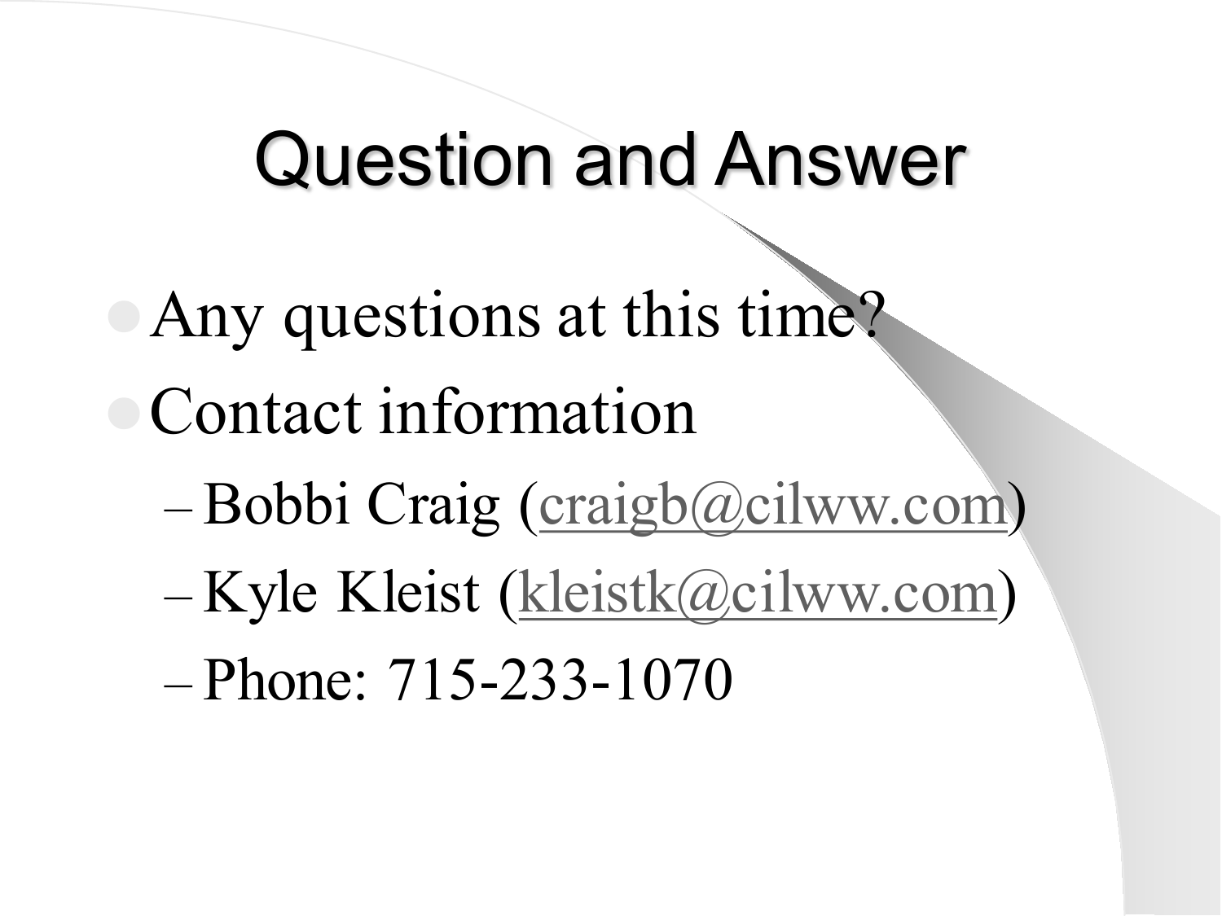# Question and Answer

- Any questions at this time?
- Contact information
  - Bobbi Craig (craigb@cilww.com)
  - Kyle Kleist (kleistk@cilww.com)
  - Phone: 715-233-1070